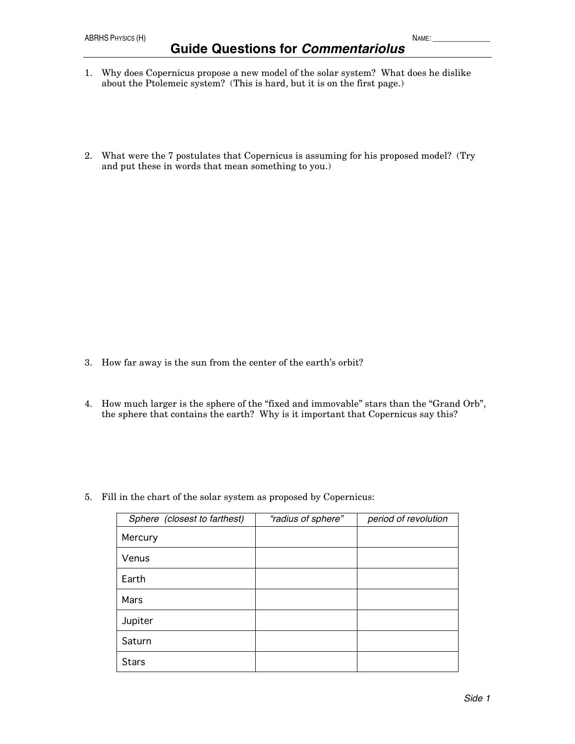ABRHS Physics (H) Name: _______________

# Guide Questions for *Commentariolus*

1. Why does Copernicus propose a new model of the solar system? What does he dislike about the Ptolemeic system? (This is hard, but it is on the first page.)

2. What were the 7 postulates that Copernicus is assuming for his proposed model? (Try and put these in words that mean something to you.)

3. How far away is the sun from the center of the earth's orbit?

4. How much larger is the sphere of the "fixed and immovable" stars than the "Grand Orb", the sphere that contains the earth? Why is it important that Copernicus say this?

5. Fill in the chart of the solar system as proposed by Copernicus:

| *Sphere (closest to farthest)* | *"radius of sphere"* | *period of revolution* |
|---|---|---|
| Mercury | | |
| Venus | | |
| Earth | | |
| Mars | | |
| Jupiter | | |
| Saturn | | |
| Stars | | |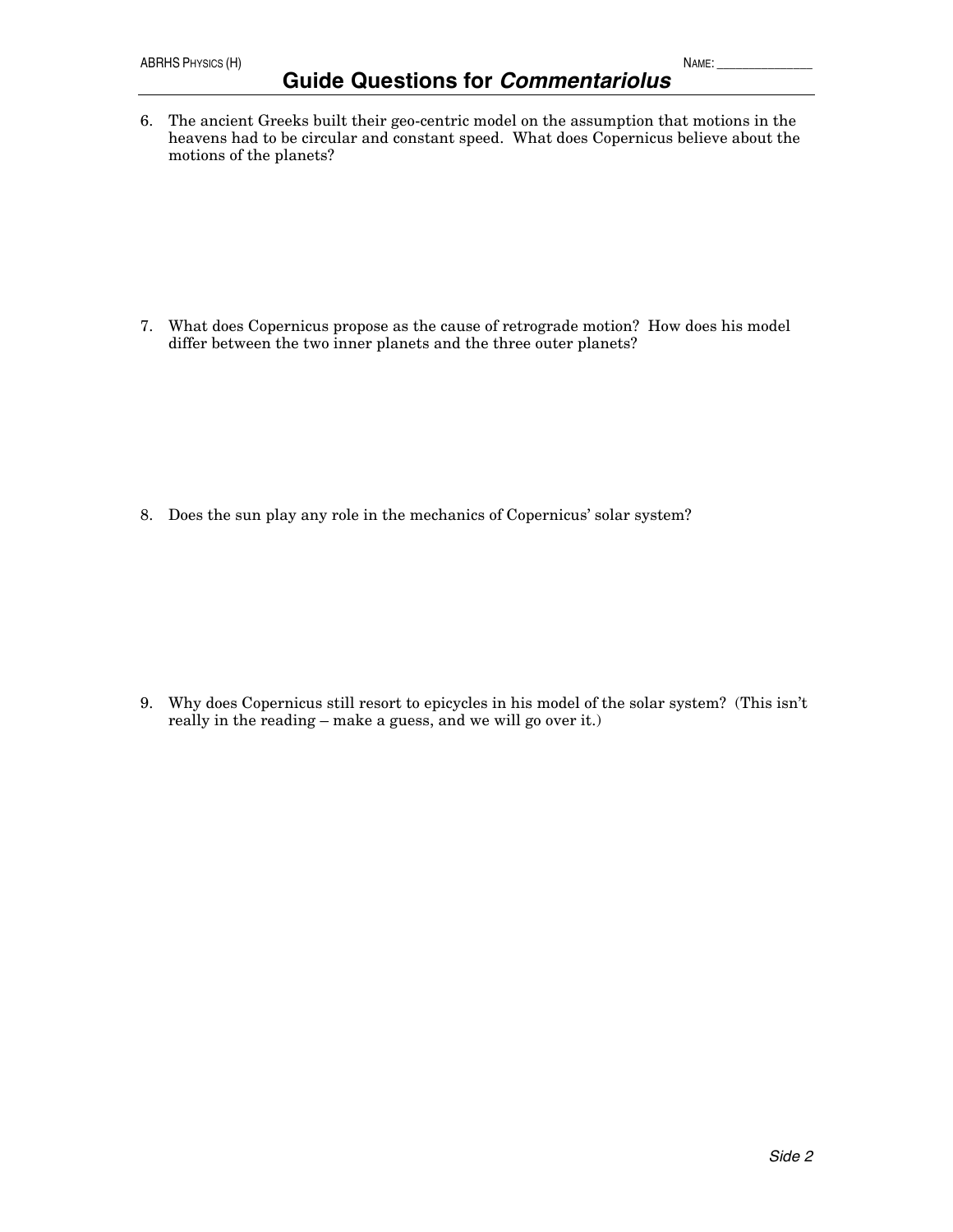# Guide Questions for ***Commentariolus***

6. The ancient Greeks built their geo-centric model on the assumption that motions in the heavens had to be circular and constant speed. What does Copernicus believe about the motions of the planets?

7. What does Copernicus propose as the cause of retrograde motion? How does his model differ between the two inner planets and the three outer planets?

8. Does the sun play any role in the mechanics of Copernicus' solar system?

9. Why does Copernicus still resort to epicycles in his model of the solar system? (This isn't really in the reading – make a guess, and we will go over it.)